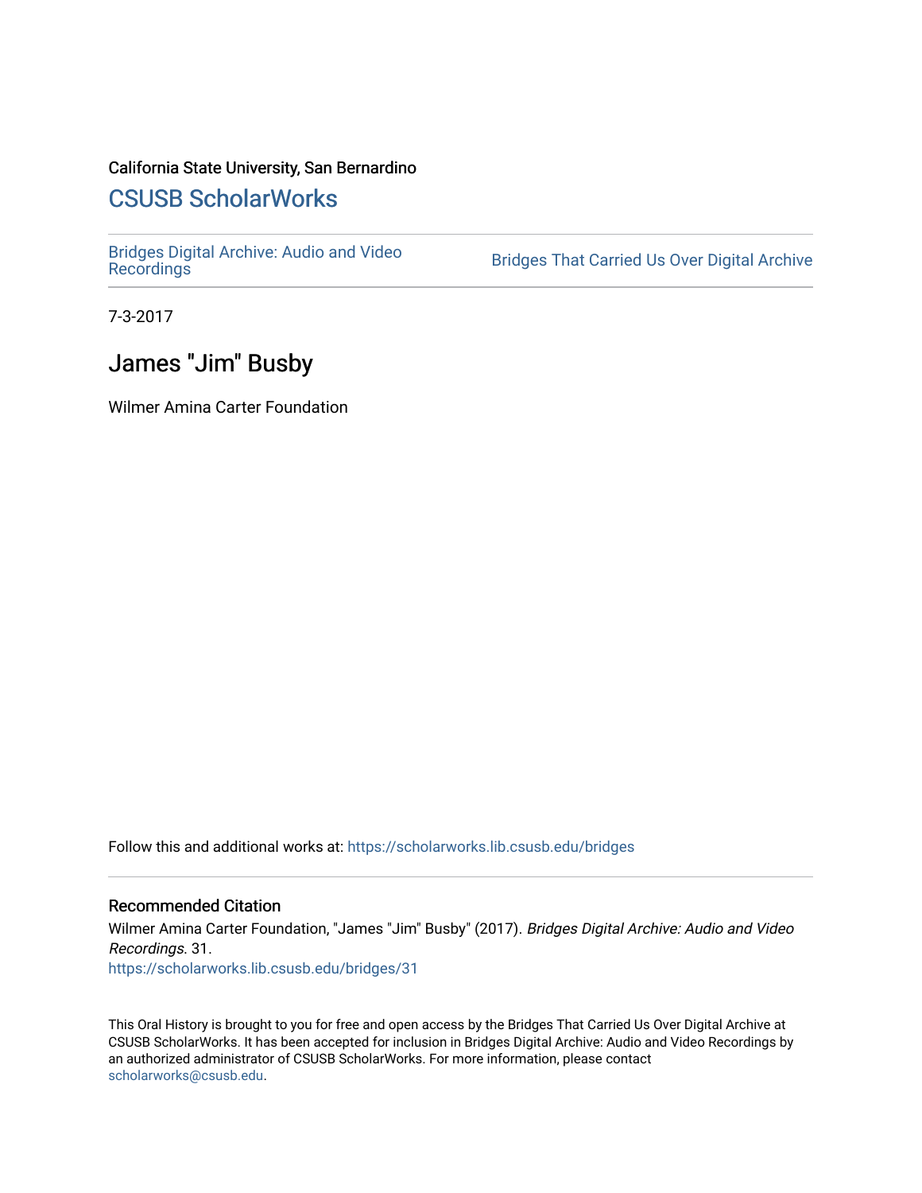California State University, San Bernardino

## CSUSB ScholarWorks

Bridges Digital Archive: Audio and Video Recordings

Bridges That Carried Us Over Digital Archive

7-3-2017

# James "Jim" Busby

Wilmer Amina Carter Foundation

Follow this and additional works at: https://scholarworks.lib.csusb.edu/bridges

### Recommended Citation

Wilmer Amina Carter Foundation, "James "Jim" Busby" (2017). *Bridges Digital Archive: Audio and Video Recordings*. 31.
https://scholarworks.lib.csusb.edu/bridges/31

This Oral History is brought to you for free and open access by the Bridges That Carried Us Over Digital Archive at CSUSB ScholarWorks. It has been accepted for inclusion in Bridges Digital Archive: Audio and Video Recordings by an authorized administrator of CSUSB ScholarWorks. For more information, please contact scholarworks@csusb.edu.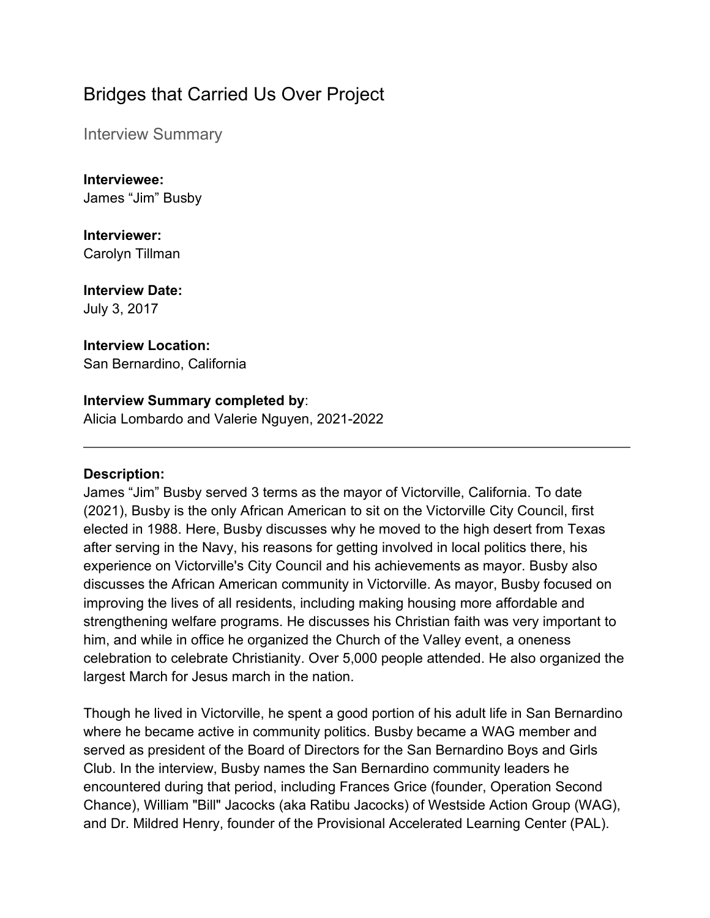# Bridges that Carried Us Over Project

## Interview Summary

**Interviewee:**
James "Jim" Busby

**Interviewer:**
Carolyn Tillman

**Interview Date:**
July 3, 2017

**Interview Location:**
San Bernardino, California

**Interview Summary completed by**:
Alicia Lombardo and Valerie Nguyen, 2021-2022

---

**Description:**
James "Jim" Busby served 3 terms as the mayor of Victorville, California. To date (2021), Busby is the only African American to sit on the Victorville City Council, first elected in 1988. Here, Busby discusses why he moved to the high desert from Texas after serving in the Navy, his reasons for getting involved in local politics there, his experience on Victorville's City Council and his achievements as mayor. Busby also discusses the African American community in Victorville. As mayor, Busby focused on improving the lives of all residents, including making housing more affordable and strengthening welfare programs. He discusses his Christian faith was very important to him, and while in office he organized the Church of the Valley event, a oneness celebration to celebrate Christianity. Over 5,000 people attended. He also organized the largest March for Jesus march in the nation.

Though he lived in Victorville, he spent a good portion of his adult life in San Bernardino where he became active in community politics. Busby became a WAG member and served as president of the Board of Directors for the San Bernardino Boys and Girls Club. In the interview, Busby names the San Bernardino community leaders he encountered during that period, including Frances Grice (founder, Operation Second Chance), William "Bill" Jacocks (aka Ratibu Jacocks) of Westside Action Group (WAG), and Dr. Mildred Henry, founder of the Provisional Accelerated Learning Center (PAL).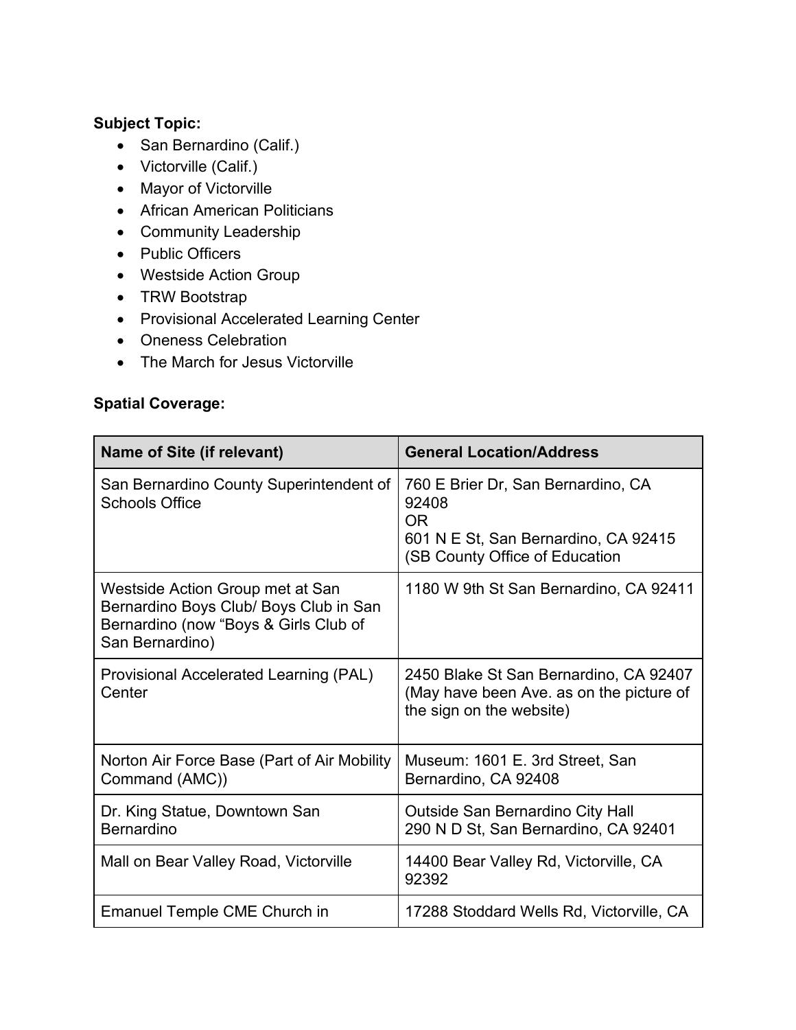**Subject Topic:**

- San Bernardino (Calif.)
- Victorville (Calif.)
- Mayor of Victorville
- African American Politicians
- Community Leadership
- Public Officers
- Westside Action Group
- TRW Bootstrap
- Provisional Accelerated Learning Center
- Oneness Celebration
- The March for Jesus Victorville

**Spatial Coverage:**

| Name of Site (if relevant) | General Location/Address |
|---|---|
| San Bernardino County Superintendent of Schools Office | 760 E Brier Dr, San Bernardino, CA 92408<br>OR<br>601 N E St, San Bernardino, CA 92415 (SB County Office of Education |
| Westside Action Group met at San Bernardino Boys Club/ Boys Club in San Bernardino (now "Boys & Girls Club of San Bernardino) | 1180 W 9th St San Bernardino, CA 92411 |
| Provisional Accelerated Learning (PAL) Center | 2450 Blake St San Bernardino, CA 92407 (May have been Ave. as on the picture of the sign on the website) |
| Norton Air Force Base (Part of Air Mobility Command (AMC)) | Museum: 1601 E. 3rd Street, San Bernardino, CA 92408 |
| Dr. King Statue, Downtown San Bernardino | Outside San Bernardino City Hall<br>290 N D St, San Bernardino, CA 92401 |
| Mall on Bear Valley Road, Victorville | 14400 Bear Valley Rd, Victorville, CA 92392 |
| Emanuel Temple CME Church in | 17288 Stoddard Wells Rd, Victorville, CA |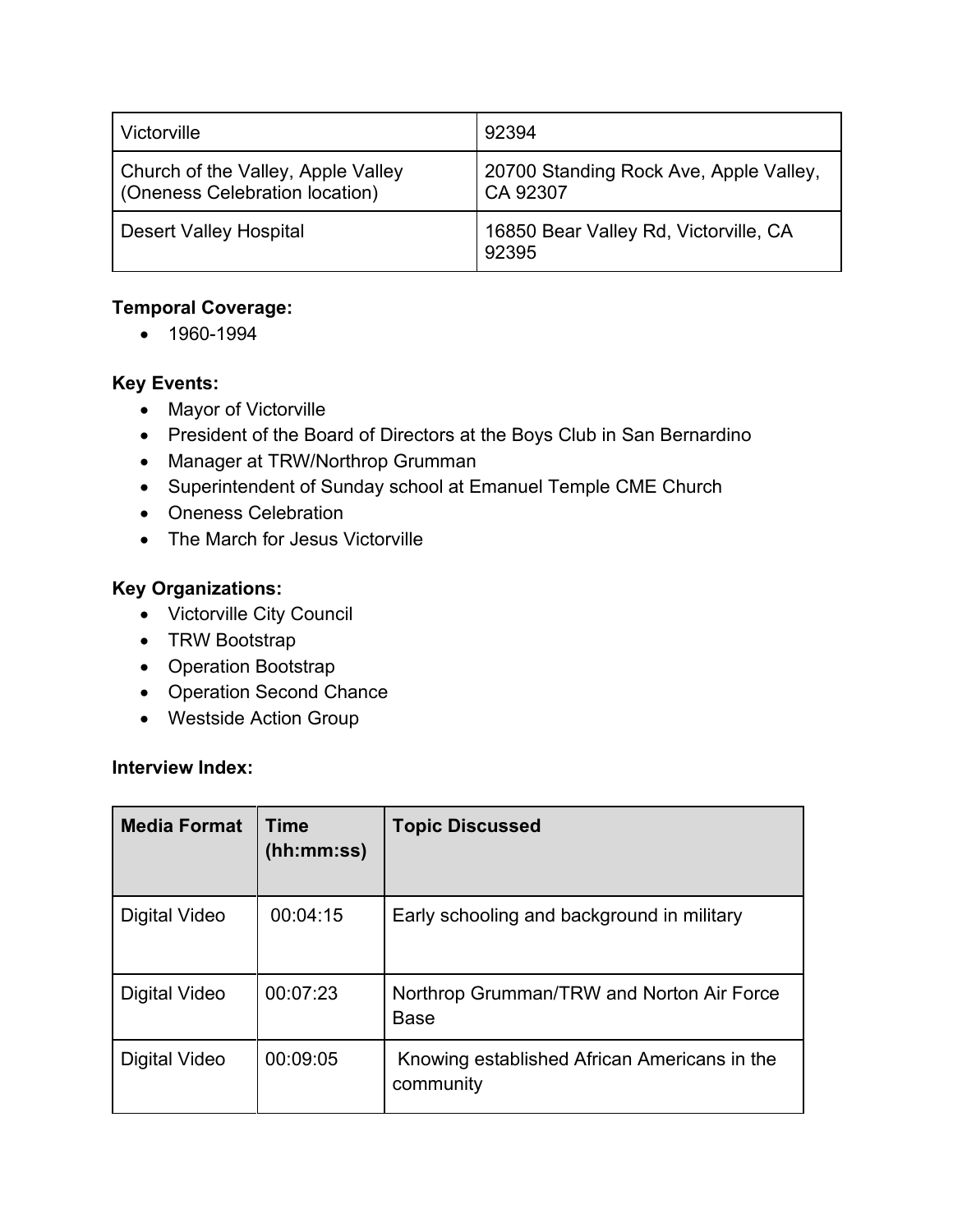| Victorville | 92394 |
|---|---|
| Church of the Valley, Apple Valley (Oneness Celebration location) | 20700 Standing Rock Ave, Apple Valley, CA 92307 |
| Desert Valley Hospital | 16850 Bear Valley Rd, Victorville, CA 92395 |

**Temporal Coverage:**

- 1960-1994

**Key Events:**

- Mayor of Victorville
- President of the Board of Directors at the Boys Club in San Bernardino
- Manager at TRW/Northrop Grumman
- Superintendent of Sunday school at Emanuel Temple CME Church
- Oneness Celebration
- The March for Jesus Victorville

**Key Organizations:**

- Victorville City Council
- TRW Bootstrap
- Operation Bootstrap
- Operation Second Chance
- Westside Action Group

**Interview Index:**

| Media Format | Time (hh:mm:ss) | Topic Discussed |
|---|---|---|
| Digital Video | 00:04:15 | Early schooling and background in military |
| Digital Video | 00:07:23 | Northrop Grumman/TRW and Norton Air Force Base |
| Digital Video | 00:09:05 | Knowing established African Americans in the community |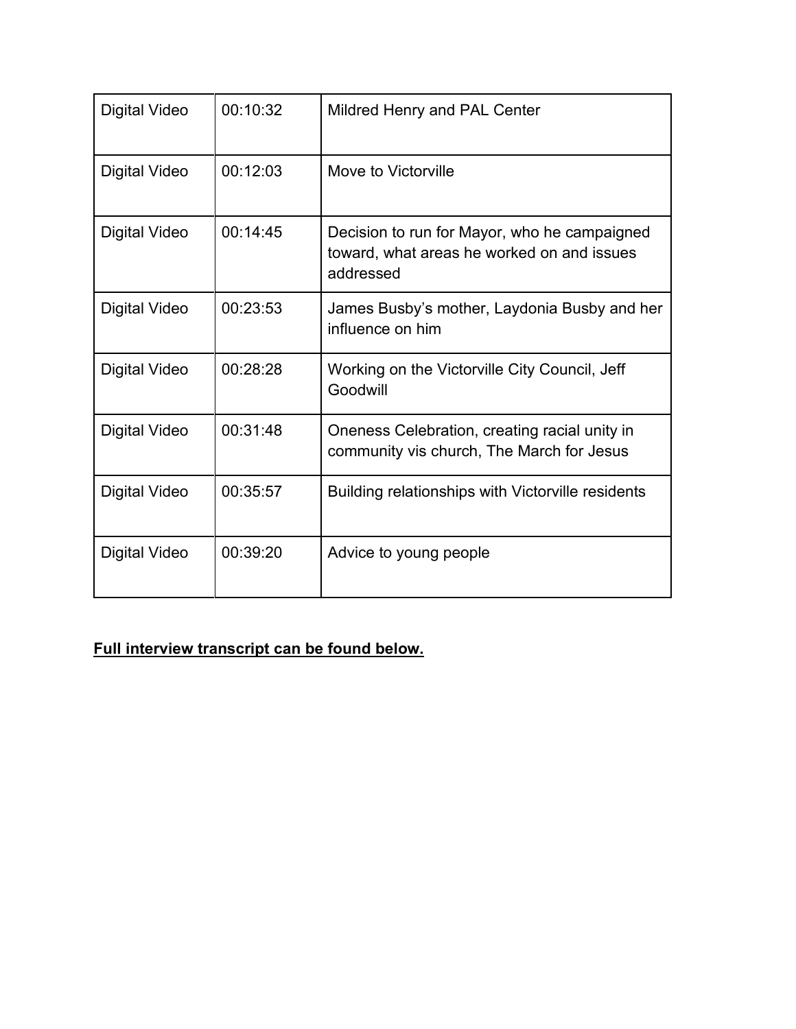| Digital Video | 00:10:32 | Mildred Henry and PAL Center |
|---|---|---|
| Digital Video | 00:12:03 | Move to Victorville |
| Digital Video | 00:14:45 | Decision to run for Mayor, who he campaigned toward, what areas he worked on and issues addressed |
| Digital Video | 00:23:53 | James Busby's mother, Laydonia Busby and her influence on him |
| Digital Video | 00:28:28 | Working on the Victorville City Council, Jeff Goodwill |
| Digital Video | 00:31:48 | Oneness Celebration, creating racial unity in community vis church, The March for Jesus |
| Digital Video | 00:35:57 | Building relationships with Victorville residents |
| Digital Video | 00:39:20 | Advice to young people |

**<u>Full interview transcript can be found below.</u>**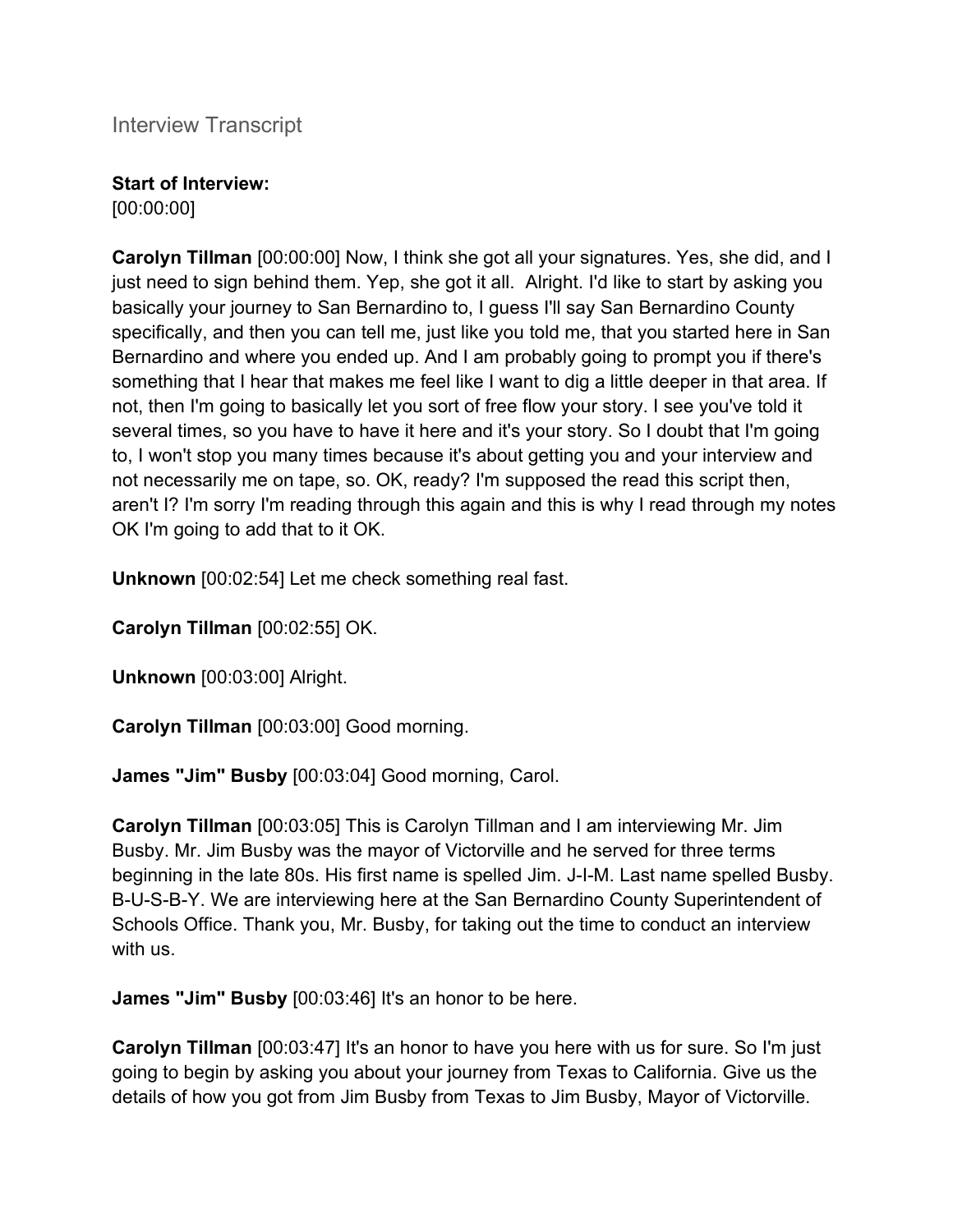Interview Transcript

**Start of Interview:**
[00:00:00]

**Carolyn Tillman** [00:00:00] Now, I think she got all your signatures. Yes, she did, and I just need to sign behind them. Yep, she got it all.  Alright. I'd like to start by asking you basically your journey to San Bernardino to, I guess I'll say San Bernardino County specifically, and then you can tell me, just like you told me, that you started here in San Bernardino and where you ended up. And I am probably going to prompt you if there's something that I hear that makes me feel like I want to dig a little deeper in that area. If not, then I'm going to basically let you sort of free flow your story. I see you've told it several times, so you have to have it here and it's your story. So I doubt that I'm going to, I won't stop you many times because it's about getting you and your interview and not necessarily me on tape, so. OK, ready? I'm supposed the read this script then, aren't I? I'm sorry I'm reading through this again and this is why I read through my notes OK I'm going to add that to it OK.

**Unknown** [00:02:54] Let me check something real fast.

**Carolyn Tillman** [00:02:55] OK.

**Unknown** [00:03:00] Alright.

**Carolyn Tillman** [00:03:00] Good morning.

**James "Jim" Busby** [00:03:04] Good morning, Carol.

**Carolyn Tillman** [00:03:05] This is Carolyn Tillman and I am interviewing Mr. Jim Busby. Mr. Jim Busby was the mayor of Victorville and he served for three terms beginning in the late 80s. His first name is spelled Jim. J-I-M. Last name spelled Busby. B-U-S-B-Y. We are interviewing here at the San Bernardino County Superintendent of Schools Office. Thank you, Mr. Busby, for taking out the time to conduct an interview with us.

**James "Jim" Busby** [00:03:46] It's an honor to be here.

**Carolyn Tillman** [00:03:47] It's an honor to have you here with us for sure. So I'm just going to begin by asking you about your journey from Texas to California. Give us the details of how you got from Jim Busby from Texas to Jim Busby, Mayor of Victorville.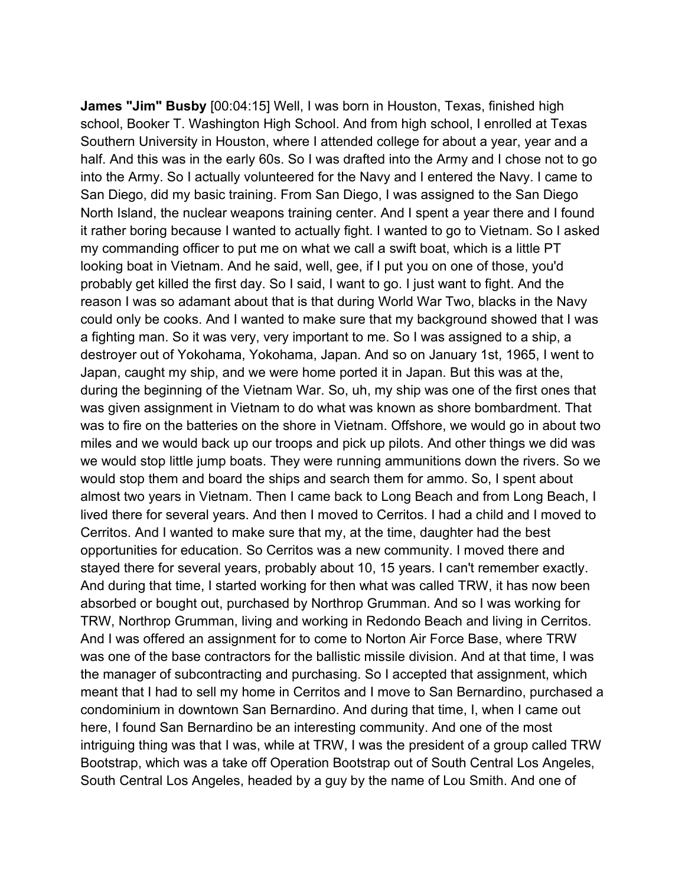**James "Jim" Busby** [00:04:15] Well, I was born in Houston, Texas, finished high school, Booker T. Washington High School. And from high school, I enrolled at Texas Southern University in Houston, where I attended college for about a year, year and a half. And this was in the early 60s. So I was drafted into the Army and I chose not to go into the Army. So I actually volunteered for the Navy and I entered the Navy. I came to San Diego, did my basic training. From San Diego, I was assigned to the San Diego North Island, the nuclear weapons training center. And I spent a year there and I found it rather boring because I wanted to actually fight. I wanted to go to Vietnam. So I asked my commanding officer to put me on what we call a swift boat, which is a little PT looking boat in Vietnam. And he said, well, gee, if I put you on one of those, you'd probably get killed the first day. So I said, I want to go. I just want to fight. And the reason I was so adamant about that is that during World War Two, blacks in the Navy could only be cooks. And I wanted to make sure that my background showed that I was a fighting man. So it was very, very important to me. So I was assigned to a ship, a destroyer out of Yokohama, Yokohama, Japan. And so on January 1st, 1965, I went to Japan, caught my ship, and we were home ported it in Japan. But this was at the, during the beginning of the Vietnam War. So, uh, my ship was one of the first ones that was given assignment in Vietnam to do what was known as shore bombardment. That was to fire on the batteries on the shore in Vietnam. Offshore, we would go in about two miles and we would back up our troops and pick up pilots. And other things we did was we would stop little jump boats. They were running ammunitions down the rivers. So we would stop them and board the ships and search them for ammo. So, I spent about almost two years in Vietnam. Then I came back to Long Beach and from Long Beach, I lived there for several years. And then I moved to Cerritos. I had a child and I moved to Cerritos. And I wanted to make sure that my, at the time, daughter had the best opportunities for education. So Cerritos was a new community. I moved there and stayed there for several years, probably about 10, 15 years. I can't remember exactly. And during that time, I started working for then what was called TRW, it has now been absorbed or bought out, purchased by Northrop Grumman. And so I was working for TRW, Northrop Grumman, living and working in Redondo Beach and living in Cerritos. And I was offered an assignment for to come to Norton Air Force Base, where TRW was one of the base contractors for the ballistic missile division. And at that time, I was the manager of subcontracting and purchasing. So I accepted that assignment, which meant that I had to sell my home in Cerritos and I move to San Bernardino, purchased a condominium in downtown San Bernardino. And during that time, I, when I came out here, I found San Bernardino be an interesting community. And one of the most intriguing thing was that I was, while at TRW, I was the president of a group called TRW Bootstrap, which was a take off Operation Bootstrap out of South Central Los Angeles, South Central Los Angeles, headed by a guy by the name of Lou Smith. And one of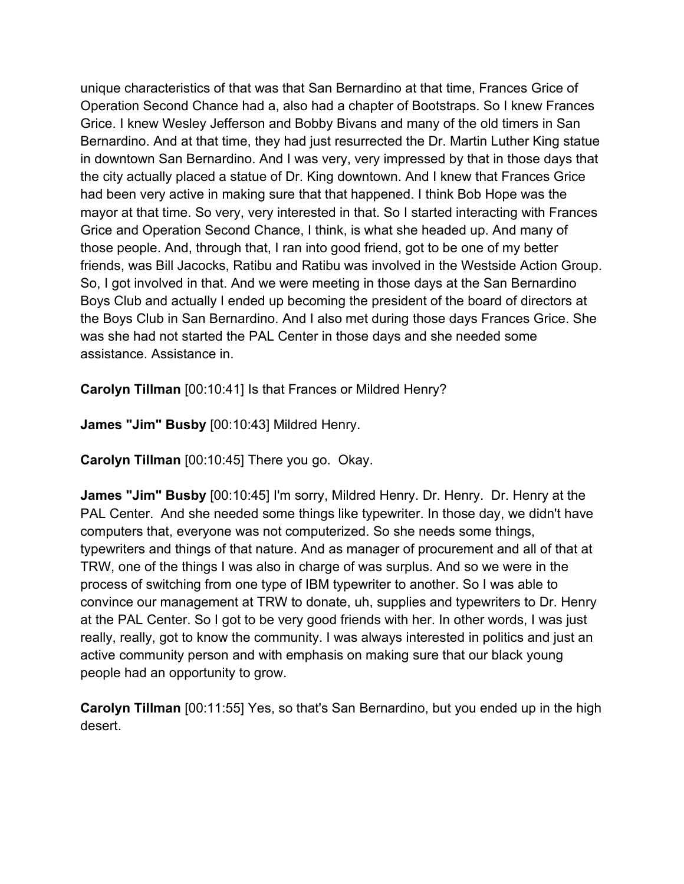unique characteristics of that was that San Bernardino at that time, Frances Grice of Operation Second Chance had a, also had a chapter of Bootstraps. So I knew Frances Grice. I knew Wesley Jefferson and Bobby Bivans and many of the old timers in San Bernardino. And at that time, they had just resurrected the Dr. Martin Luther King statue in downtown San Bernardino. And I was very, very impressed by that in those days that the city actually placed a statue of Dr. King downtown. And I knew that Frances Grice had been very active in making sure that that happened. I think Bob Hope was the mayor at that time. So very, very interested in that. So I started interacting with Frances Grice and Operation Second Chance, I think, is what she headed up. And many of those people. And, through that, I ran into good friend, got to be one of my better friends, was Bill Jacocks, Ratibu and Ratibu was involved in the Westside Action Group. So, I got involved in that. And we were meeting in those days at the San Bernardino Boys Club and actually I ended up becoming the president of the board of directors at the Boys Club in San Bernardino. And I also met during those days Frances Grice. She was she had not started the PAL Center in those days and she needed some assistance. Assistance in.

**Carolyn Tillman** [00:10:41] Is that Frances or Mildred Henry?

**James "Jim" Busby** [00:10:43] Mildred Henry.

**Carolyn Tillman** [00:10:45] There you go. Okay.

**James "Jim" Busby** [00:10:45] I'm sorry, Mildred Henry. Dr. Henry. Dr. Henry at the PAL Center. And she needed some things like typewriter. In those day, we didn't have computers that, everyone was not computerized. So she needs some things, typewriters and things of that nature. And as manager of procurement and all of that at TRW, one of the things I was also in charge of was surplus. And so we were in the process of switching from one type of IBM typewriter to another. So I was able to convince our management at TRW to donate, uh, supplies and typewriters to Dr. Henry at the PAL Center. So I got to be very good friends with her. In other words, I was just really, really, got to know the community. I was always interested in politics and just an active community person and with emphasis on making sure that our black young people had an opportunity to grow.

**Carolyn Tillman** [00:11:55] Yes, so that's San Bernardino, but you ended up in the high desert.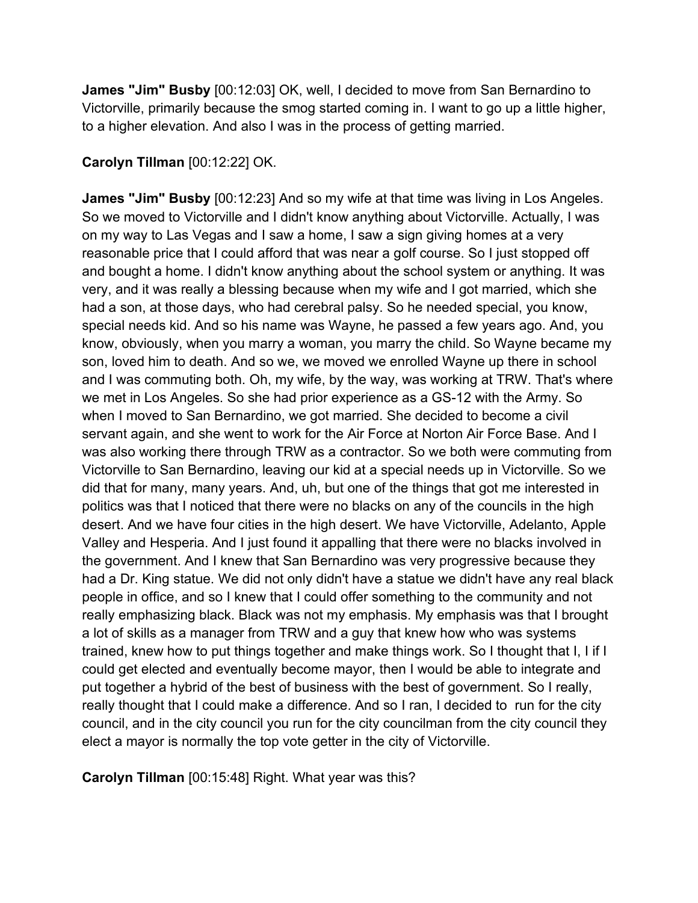**James "Jim" Busby** [00:12:03] OK, well, I decided to move from San Bernardino to Victorville, primarily because the smog started coming in. I want to go up a little higher, to a higher elevation. And also I was in the process of getting married.

**Carolyn Tillman** [00:12:22] OK.

**James "Jim" Busby** [00:12:23] And so my wife at that time was living in Los Angeles. So we moved to Victorville and I didn't know anything about Victorville. Actually, I was on my way to Las Vegas and I saw a home, I saw a sign giving homes at a very reasonable price that I could afford that was near a golf course. So I just stopped off and bought a home. I didn't know anything about the school system or anything. It was very, and it was really a blessing because when my wife and I got married, which she had a son, at those days, who had cerebral palsy. So he needed special, you know, special needs kid. And so his name was Wayne, he passed a few years ago. And, you know, obviously, when you marry a woman, you marry the child. So Wayne became my son, loved him to death. And so we, we moved we enrolled Wayne up there in school and I was commuting both. Oh, my wife, by the way, was working at TRW. That's where we met in Los Angeles. So she had prior experience as a GS-12 with the Army. So when I moved to San Bernardino, we got married. She decided to become a civil servant again, and she went to work for the Air Force at Norton Air Force Base. And I was also working there through TRW as a contractor. So we both were commuting from Victorville to San Bernardino, leaving our kid at a special needs up in Victorville. So we did that for many, many years. And, uh, but one of the things that got me interested in politics was that I noticed that there were no blacks on any of the councils in the high desert. And we have four cities in the high desert. We have Victorville, Adelanto, Apple Valley and Hesperia. And I just found it appalling that there were no blacks involved in the government. And I knew that San Bernardino was very progressive because they had a Dr. King statue. We did not only didn't have a statue we didn't have any real black people in office, and so I knew that I could offer something to the community and not really emphasizing black. Black was not my emphasis. My emphasis was that I brought a lot of skills as a manager from TRW and a guy that knew how who was systems trained, knew how to put things together and make things work. So I thought that I, I if I could get elected and eventually become mayor, then I would be able to integrate and put together a hybrid of the best of business with the best of government. So I really, really thought that I could make a difference. And so I ran, I decided to run for the city council, and in the city council you run for the city councilman from the city council they elect a mayor is normally the top vote getter in the city of Victorville.

**Carolyn Tillman** [00:15:48] Right. What year was this?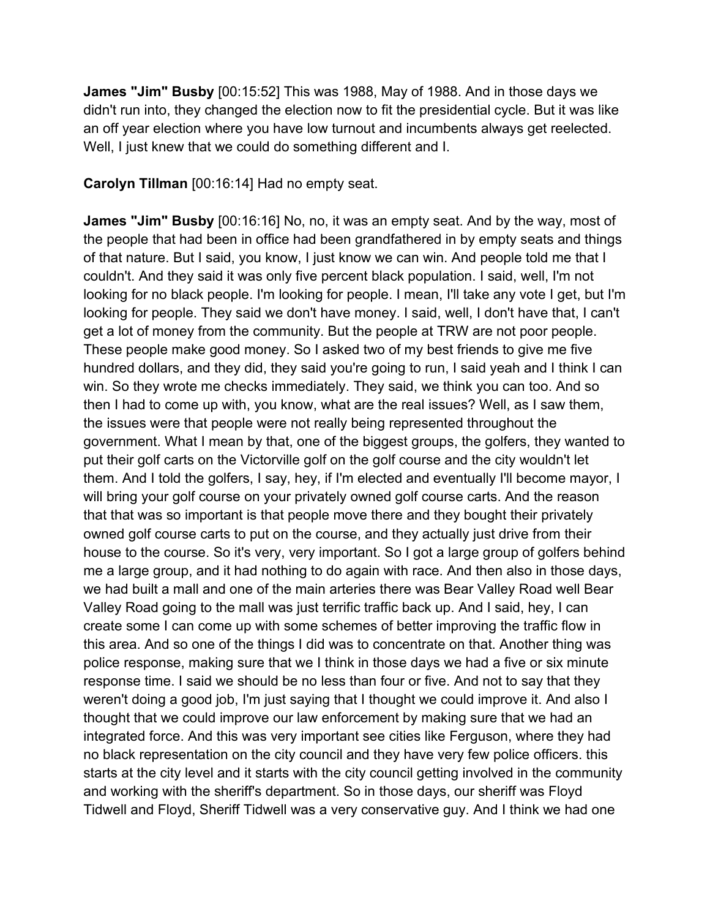**James "Jim" Busby** [00:15:52] This was 1988, May of 1988. And in those days we didn't run into, they changed the election now to fit the presidential cycle. But it was like an off year election where you have low turnout and incumbents always get reelected. Well, I just knew that we could do something different and I.

**Carolyn Tillman** [00:16:14] Had no empty seat.

**James "Jim" Busby** [00:16:16] No, no, it was an empty seat. And by the way, most of the people that had been in office had been grandfathered in by empty seats and things of that nature. But I said, you know, I just know we can win. And people told me that I couldn't. And they said it was only five percent black population. I said, well, I'm not looking for no black people. I'm looking for people. I mean, I'll take any vote I get, but I'm looking for people. They said we don't have money. I said, well, I don't have that, I can't get a lot of money from the community. But the people at TRW are not poor people. These people make good money. So I asked two of my best friends to give me five hundred dollars, and they did, they said you're going to run, I said yeah and I think I can win. So they wrote me checks immediately. They said, we think you can too. And so then I had to come up with, you know, what are the real issues? Well, as I saw them, the issues were that people were not really being represented throughout the government. What I mean by that, one of the biggest groups, the golfers, they wanted to put their golf carts on the Victorville golf on the golf course and the city wouldn't let them. And I told the golfers, I say, hey, if I'm elected and eventually I'll become mayor, I will bring your golf course on your privately owned golf course carts. And the reason that that was so important is that people move there and they bought their privately owned golf course carts to put on the course, and they actually just drive from their house to the course. So it's very, very important. So I got a large group of golfers behind me a large group, and it had nothing to do again with race. And then also in those days, we had built a mall and one of the main arteries there was Bear Valley Road well Bear Valley Road going to the mall was just terrific traffic back up. And I said, hey, I can create some I can come up with some schemes of better improving the traffic flow in this area. And so one of the things I did was to concentrate on that. Another thing was police response, making sure that we I think in those days we had a five or six minute response time. I said we should be no less than four or five. And not to say that they weren't doing a good job, I'm just saying that I thought we could improve it. And also I thought that we could improve our law enforcement by making sure that we had an integrated force. And this was very important see cities like Ferguson, where they had no black representation on the city council and they have very few police officers. this starts at the city level and it starts with the city council getting involved in the community and working with the sheriff's department. So in those days, our sheriff was Floyd Tidwell and Floyd, Sheriff Tidwell was a very conservative guy. And I think we had one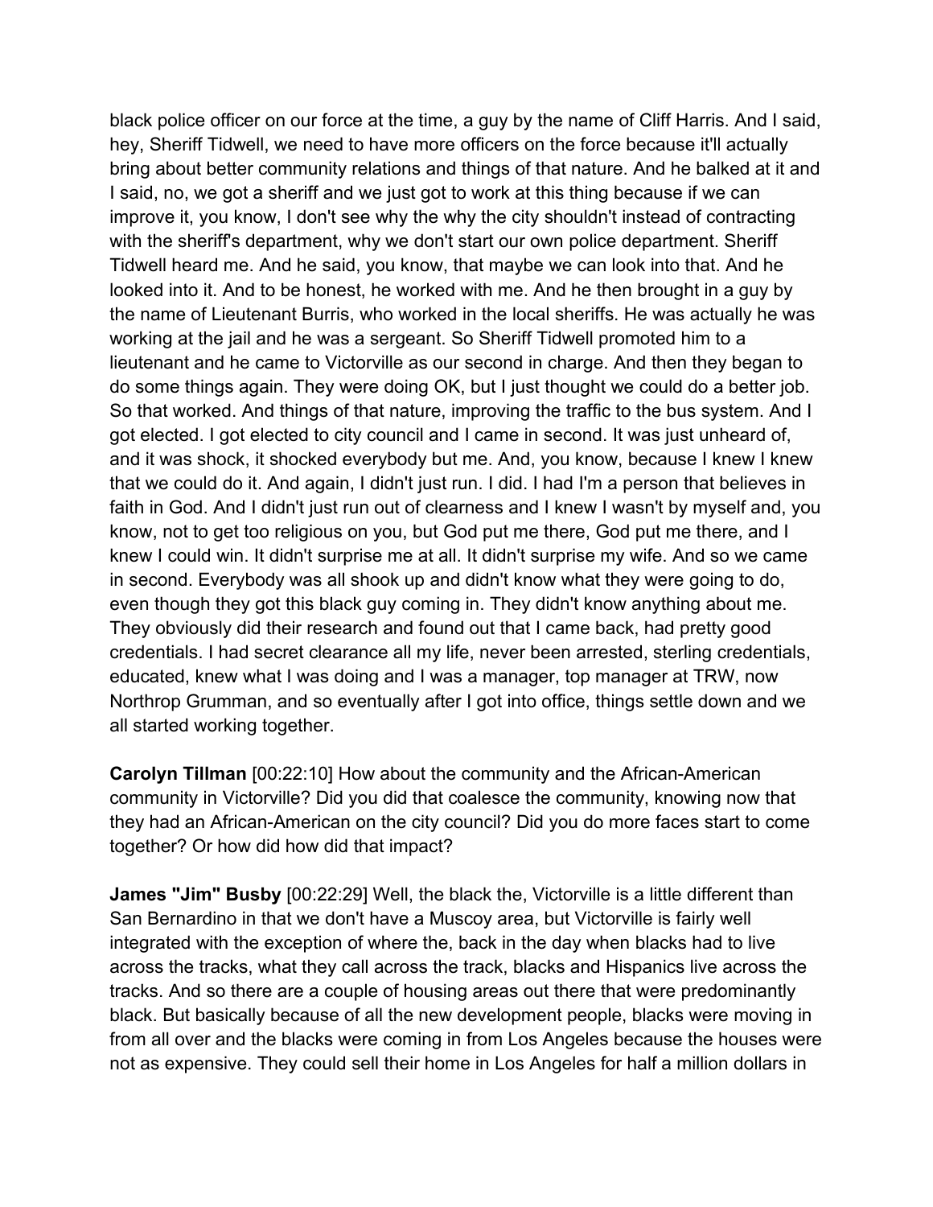black police officer on our force at the time, a guy by the name of Cliff Harris. And I said, hey, Sheriff Tidwell, we need to have more officers on the force because it'll actually bring about better community relations and things of that nature. And he balked at it and I said, no, we got a sheriff and we just got to work at this thing because if we can improve it, you know, I don't see why the why the city shouldn't instead of contracting with the sheriff's department, why we don't start our own police department. Sheriff Tidwell heard me. And he said, you know, that maybe we can look into that. And he looked into it. And to be honest, he worked with me. And he then brought in a guy by the name of Lieutenant Burris, who worked in the local sheriffs. He was actually he was working at the jail and he was a sergeant. So Sheriff Tidwell promoted him to a lieutenant and he came to Victorville as our second in charge. And then they began to do some things again. They were doing OK, but I just thought we could do a better job. So that worked. And things of that nature, improving the traffic to the bus system. And I got elected. I got elected to city council and I came in second. It was just unheard of, and it was shock, it shocked everybody but me. And, you know, because I knew I knew that we could do it. And again, I didn't just run. I did. I had I'm a person that believes in faith in God. And I didn't just run out of clearness and I knew I wasn't by myself and, you know, not to get too religious on you, but God put me there, God put me there, and I knew I could win. It didn't surprise me at all. It didn't surprise my wife. And so we came in second. Everybody was all shook up and didn't know what they were going to do, even though they got this black guy coming in. They didn't know anything about me. They obviously did their research and found out that I came back, had pretty good credentials. I had secret clearance all my life, never been arrested, sterling credentials, educated, knew what I was doing and I was a manager, top manager at TRW, now Northrop Grumman, and so eventually after I got into office, things settle down and we all started working together.

**Carolyn Tillman** [00:22:10] How about the community and the African-American community in Victorville? Did you did that coalesce the community, knowing now that they had an African-American on the city council? Did you do more faces start to come together? Or how did how did that impact?

**James "Jim" Busby** [00:22:29] Well, the black the, Victorville is a little different than San Bernardino in that we don't have a Muscoy area, but Victorville is fairly well integrated with the exception of where the, back in the day when blacks had to live across the tracks, what they call across the track, blacks and Hispanics live across the tracks. And so there are a couple of housing areas out there that were predominantly black. But basically because of all the new development people, blacks were moving in from all over and the blacks were coming in from Los Angeles because the houses were not as expensive. They could sell their home in Los Angeles for half a million dollars in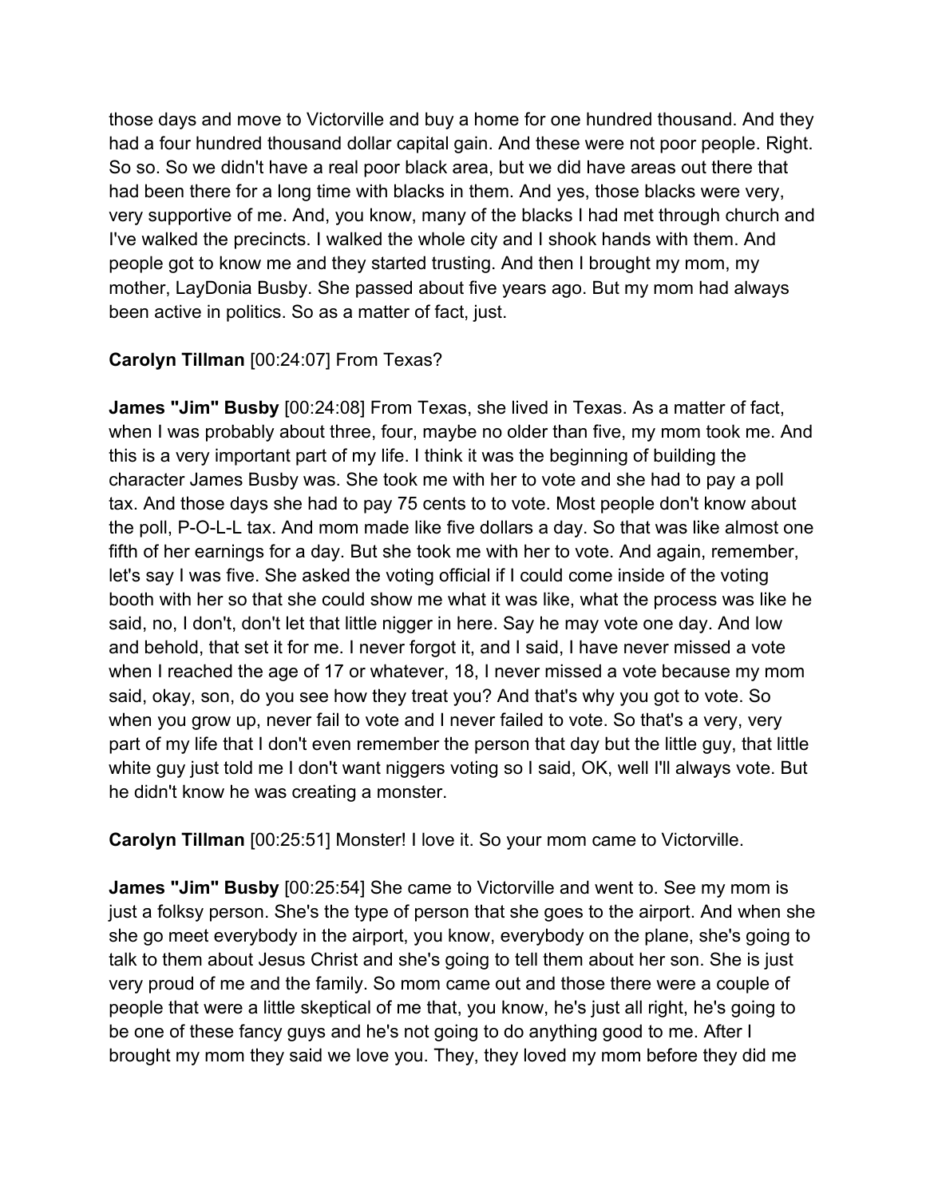those days and move to Victorville and buy a home for one hundred thousand. And they had a four hundred thousand dollar capital gain. And these were not poor people. Right. So so. So we didn't have a real poor black area, but we did have areas out there that had been there for a long time with blacks in them. And yes, those blacks were very, very supportive of me. And, you know, many of the blacks I had met through church and I've walked the precincts. I walked the whole city and I shook hands with them. And people got to know me and they started trusting. And then I brought my mom, my mother, LayDonia Busby. She passed about five years ago. But my mom had always been active in politics. So as a matter of fact, just.

**Carolyn Tillman** [00:24:07] From Texas?

**James "Jim" Busby** [00:24:08] From Texas, she lived in Texas. As a matter of fact, when I was probably about three, four, maybe no older than five, my mom took me. And this is a very important part of my life. I think it was the beginning of building the character James Busby was. She took me with her to vote and she had to pay a poll tax. And those days she had to pay 75 cents to to vote. Most people don't know about the poll, P-O-L-L tax. And mom made like five dollars a day. So that was like almost one fifth of her earnings for a day. But she took me with her to vote. And again, remember, let's say I was five. She asked the voting official if I could come inside of the voting booth with her so that she could show me what it was like, what the process was like he said, no, I don't, don't let that little nigger in here. Say he may vote one day. And low and behold, that set it for me. I never forgot it, and I said, I have never missed a vote when I reached the age of 17 or whatever, 18, I never missed a vote because my mom said, okay, son, do you see how they treat you? And that's why you got to vote. So when you grow up, never fail to vote and I never failed to vote. So that's a very, very part of my life that I don't even remember the person that day but the little guy, that little white guy just told me I don't want niggers voting so I said, OK, well I'll always vote. But he didn't know he was creating a monster.

**Carolyn Tillman** [00:25:51] Monster! I love it. So your mom came to Victorville.

**James "Jim" Busby** [00:25:54] She came to Victorville and went to. See my mom is just a folksy person. She's the type of person that she goes to the airport. And when she she go meet everybody in the airport, you know, everybody on the plane, she's going to talk to them about Jesus Christ and she's going to tell them about her son. She is just very proud of me and the family. So mom came out and those there were a couple of people that were a little skeptical of me that, you know, he's just all right, he's going to be one of these fancy guys and he's not going to do anything good to me. After I brought my mom they said we love you. They, they loved my mom before they did me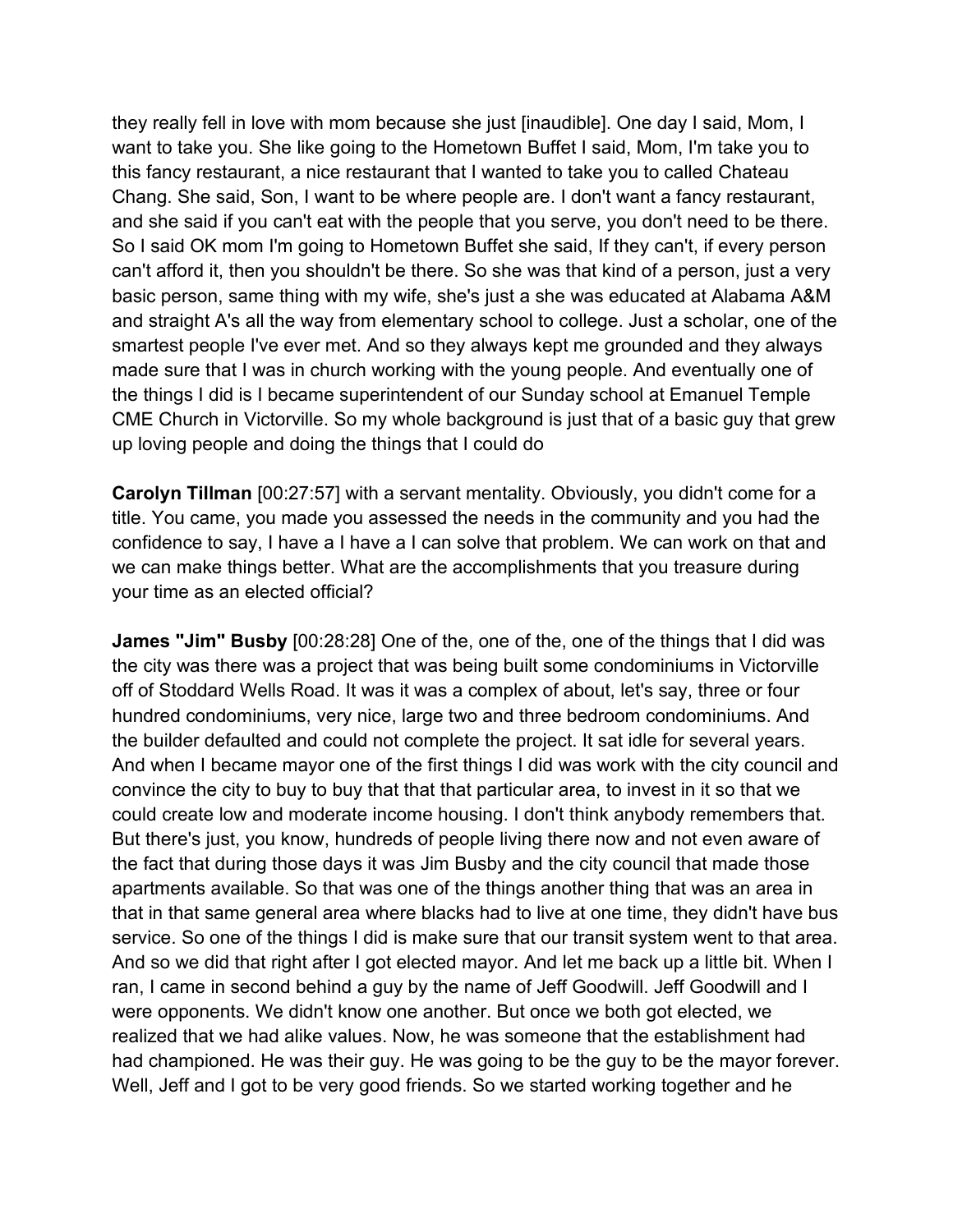they really fell in love with mom because she just [inaudible]. One day I said, Mom, I want to take you. She like going to the Hometown Buffet I said, Mom, I'm take you to this fancy restaurant, a nice restaurant that I wanted to take you to called Chateau Chang. She said, Son, I want to be where people are. I don't want a fancy restaurant, and she said if you can't eat with the people that you serve, you don't need to be there. So I said OK mom I'm going to Hometown Buffet she said, If they can't, if every person can't afford it, then you shouldn't be there. So she was that kind of a person, just a very basic person, same thing with my wife, she's just a she was educated at Alabama A&M and straight A's all the way from elementary school to college. Just a scholar, one of the smartest people I've ever met. And so they always kept me grounded and they always made sure that I was in church working with the young people. And eventually one of the things I did is I became superintendent of our Sunday school at Emanuel Temple CME Church in Victorville. So my whole background is just that of a basic guy that grew up loving people and doing the things that I could do

**Carolyn Tillman** [00:27:57] with a servant mentality. Obviously, you didn't come for a title. You came, you made you assessed the needs in the community and you had the confidence to say, I have a I have a I can solve that problem. We can work on that and we can make things better. What are the accomplishments that you treasure during your time as an elected official?

**James "Jim" Busby** [00:28:28] One of the, one of the, one of the things that I did was the city was there was a project that was being built some condominiums in Victorville off of Stoddard Wells Road. It was it was a complex of about, let's say, three or four hundred condominiums, very nice, large two and three bedroom condominiums. And the builder defaulted and could not complete the project. It sat idle for several years. And when I became mayor one of the first things I did was work with the city council and convince the city to buy to buy that that particular area, to invest in it so that we could create low and moderate income housing. I don't think anybody remembers that. But there's just, you know, hundreds of people living there now and not even aware of the fact that during those days it was Jim Busby and the city council that made those apartments available. So that was one of the things another thing that was an area in that in that same general area where blacks had to live at one time, they didn't have bus service. So one of the things I did is make sure that our transit system went to that area. And so we did that right after I got elected mayor. And let me back up a little bit. When I ran, I came in second behind a guy by the name of Jeff Goodwill. Jeff Goodwill and I were opponents. We didn't know one another. But once we both got elected, we realized that we had alike values. Now, he was someone that the establishment had had championed. He was their guy. He was going to be the guy to be the mayor forever. Well, Jeff and I got to be very good friends. So we started working together and he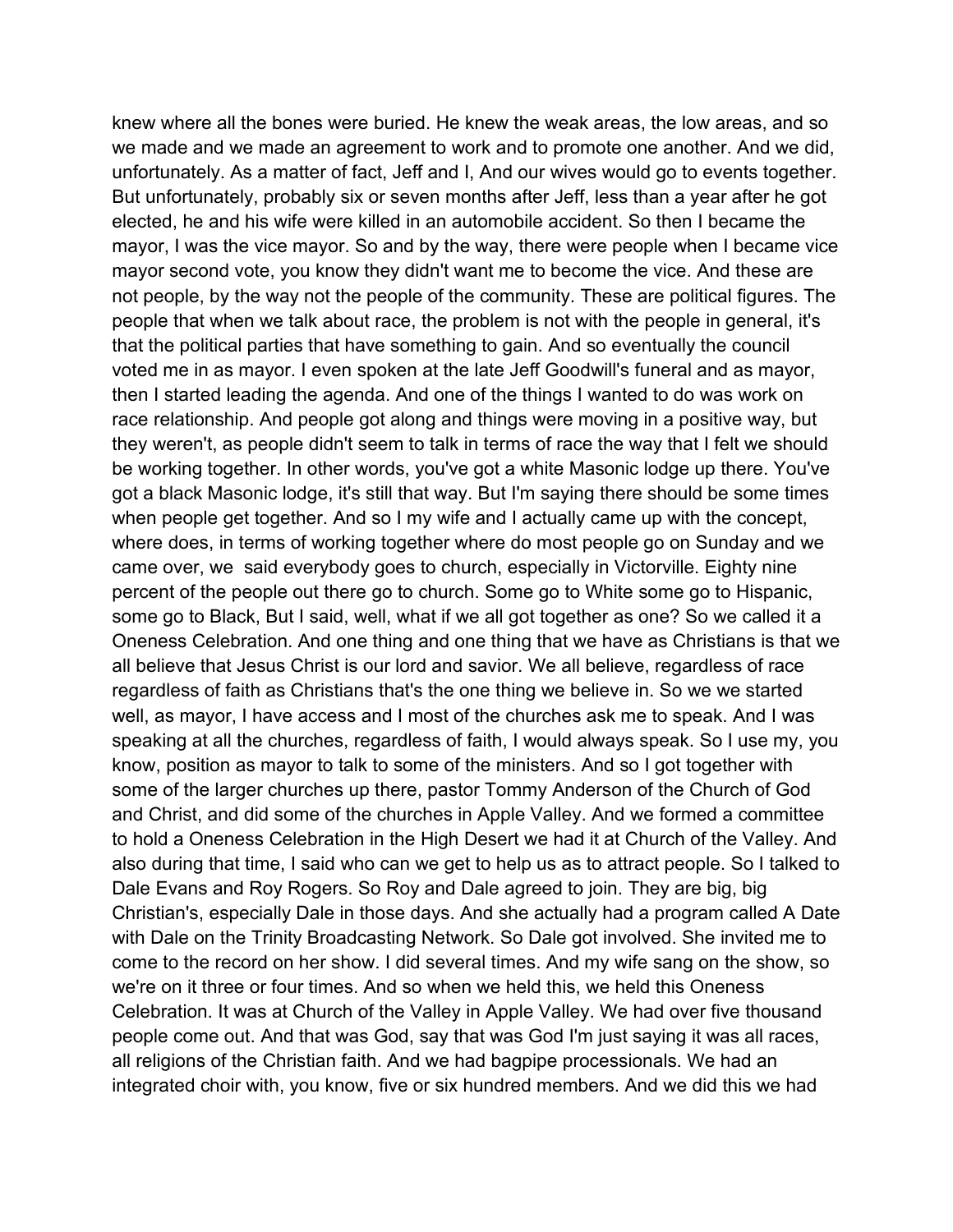knew where all the bones were buried. He knew the weak areas, the low areas, and so we made and we made an agreement to work and to promote one another. And we did, unfortunately. As a matter of fact, Jeff and I, And our wives would go to events together. But unfortunately, probably six or seven months after Jeff, less than a year after he got elected, he and his wife were killed in an automobile accident. So then I became the mayor, I was the vice mayor. So and by the way, there were people when I became vice mayor second vote, you know they didn't want me to become the vice. And these are not people, by the way not the people of the community. These are political figures. The people that when we talk about race, the problem is not with the people in general, it's that the political parties that have something to gain. And so eventually the council voted me in as mayor. I even spoken at the late Jeff Goodwill's funeral and as mayor, then I started leading the agenda. And one of the things I wanted to do was work on race relationship. And people got along and things were moving in a positive way, but they weren't, as people didn't seem to talk in terms of race the way that I felt we should be working together. In other words, you've got a white Masonic lodge up there. You've got a black Masonic lodge, it's still that way. But I'm saying there should be some times when people get together. And so I my wife and I actually came up with the concept, where does, in terms of working together where do most people go on Sunday and we came over, we said everybody goes to church, especially in Victorville. Eighty nine percent of the people out there go to church. Some go to White some go to Hispanic, some go to Black, But I said, well, what if we all got together as one? So we called it a Oneness Celebration. And one thing and one thing that we have as Christians is that we all believe that Jesus Christ is our lord and savior. We all believe, regardless of race regardless of faith as Christians that's the one thing we believe in. So we we started well, as mayor, I have access and I most of the churches ask me to speak. And I was speaking at all the churches, regardless of faith, I would always speak. So I use my, you know, position as mayor to talk to some of the ministers. And so I got together with some of the larger churches up there, pastor Tommy Anderson of the Church of God and Christ, and did some of the churches in Apple Valley. And we formed a committee to hold a Oneness Celebration in the High Desert we had it at Church of the Valley. And also during that time, I said who can we get to help us as to attract people. So I talked to Dale Evans and Roy Rogers. So Roy and Dale agreed to join. They are big, big Christian's, especially Dale in those days. And she actually had a program called A Date with Dale on the Trinity Broadcasting Network. So Dale got involved. She invited me to come to the record on her show. I did several times. And my wife sang on the show, so we're on it three or four times. And so when we held this, we held this Oneness Celebration. It was at Church of the Valley in Apple Valley. We had over five thousand people come out. And that was God, say that was God I'm just saying it was all races, all religions of the Christian faith. And we had bagpipe processionals. We had an integrated choir with, you know, five or six hundred members. And we did this we had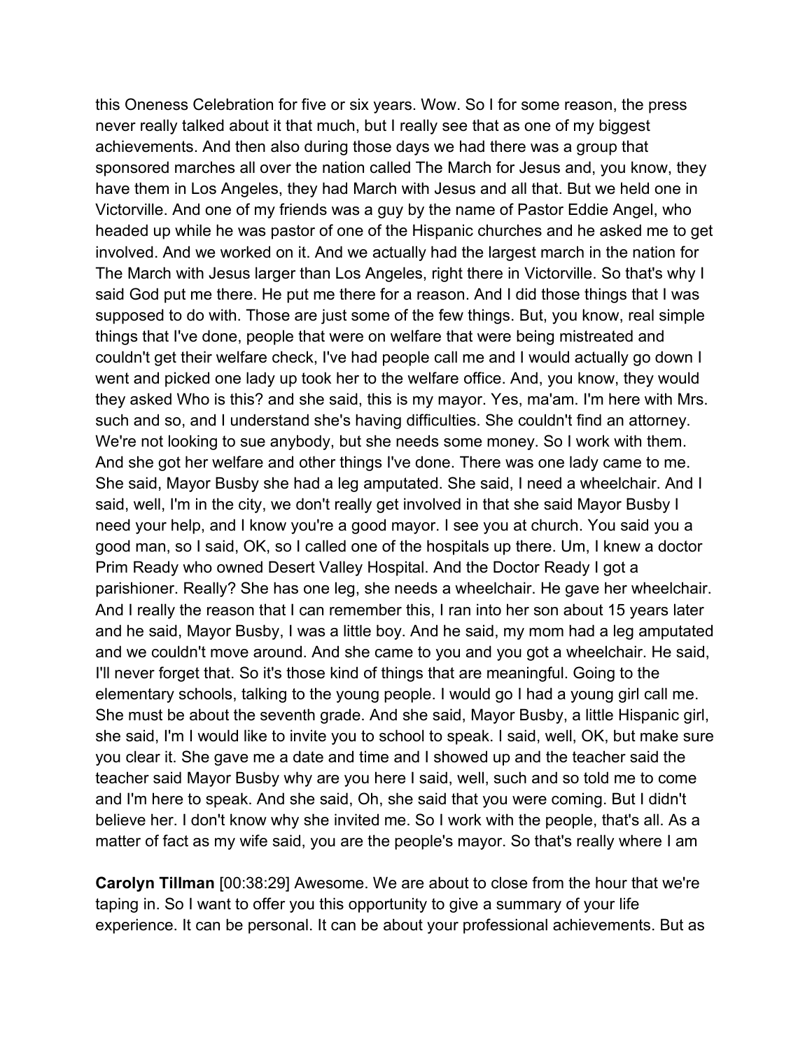this Oneness Celebration for five or six years. Wow. So I for some reason, the press never really talked about it that much, but I really see that as one of my biggest achievements. And then also during those days we had there was a group that sponsored marches all over the nation called The March for Jesus and, you know, they have them in Los Angeles, they had March with Jesus and all that. But we held one in Victorville. And one of my friends was a guy by the name of Pastor Eddie Angel, who headed up while he was pastor of one of the Hispanic churches and he asked me to get involved. And we worked on it. And we actually had the largest march in the nation for The March with Jesus larger than Los Angeles, right there in Victorville. So that's why I said God put me there. He put me there for a reason. And I did those things that I was supposed to do with. Those are just some of the few things. But, you know, real simple things that I've done, people that were on welfare that were being mistreated and couldn't get their welfare check, I've had people call me and I would actually go down I went and picked one lady up took her to the welfare office. And, you know, they would they asked Who is this? and she said, this is my mayor. Yes, ma'am. I'm here with Mrs. such and so, and I understand she's having difficulties. She couldn't find an attorney. We're not looking to sue anybody, but she needs some money. So I work with them. And she got her welfare and other things I've done. There was one lady came to me. She said, Mayor Busby she had a leg amputated. She said, I need a wheelchair. And I said, well, I'm in the city, we don't really get involved in that she said Mayor Busby I need your help, and I know you're a good mayor. I see you at church. You said you a good man, so I said, OK, so I called one of the hospitals up there. Um, I knew a doctor Prim Ready who owned Desert Valley Hospital. And the Doctor Ready I got a parishioner. Really? She has one leg, she needs a wheelchair. He gave her wheelchair. And I really the reason that I can remember this, I ran into her son about 15 years later and he said, Mayor Busby, I was a little boy. And he said, my mom had a leg amputated and we couldn't move around. And she came to you and you got a wheelchair. He said, I'll never forget that. So it's those kind of things that are meaningful. Going to the elementary schools, talking to the young people. I would go I had a young girl call me. She must be about the seventh grade. And she said, Mayor Busby, a little Hispanic girl, she said, I'm I would like to invite you to school to speak. I said, well, OK, but make sure you clear it. She gave me a date and time and I showed up and the teacher said the teacher said Mayor Busby why are you here I said, well, such and so told me to come and I'm here to speak. And she said, Oh, she said that you were coming. But I didn't believe her. I don't know why she invited me. So I work with the people, that's all. As a matter of fact as my wife said, you are the people's mayor. So that's really where I am

**Carolyn Tillman** [00:38:29] Awesome. We are about to close from the hour that we're taping in. So I want to offer you this opportunity to give a summary of your life experience. It can be personal. It can be about your professional achievements. But as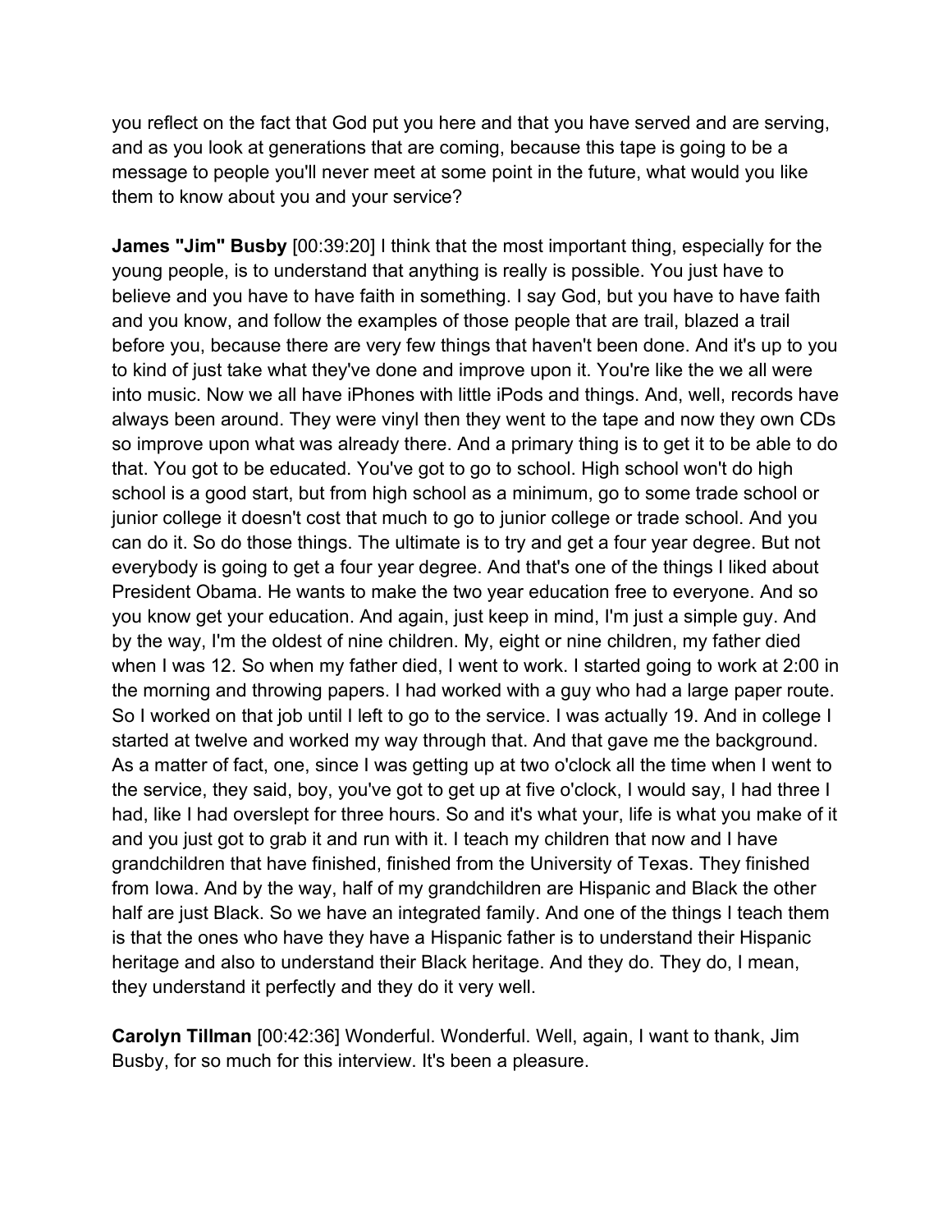you reflect on the fact that God put you here and that you have served and are serving, and as you look at generations that are coming, because this tape is going to be a message to people you'll never meet at some point in the future, what would you like them to know about you and your service?

**James "Jim" Busby** [00:39:20] I think that the most important thing, especially for the young people, is to understand that anything is really is possible. You just have to believe and you have to have faith in something. I say God, but you have to have faith and you know, and follow the examples of those people that are trail, blazed a trail before you, because there are very few things that haven't been done. And it's up to you to kind of just take what they've done and improve upon it. You're like the we all were into music. Now we all have iPhones with little iPods and things. And, well, records have always been around. They were vinyl then they went to the tape and now they own CDs so improve upon what was already there. And a primary thing is to get it to be able to do that. You got to be educated. You've got to go to school. High school won't do high school is a good start, but from high school as a minimum, go to some trade school or junior college it doesn't cost that much to go to junior college or trade school. And you can do it. So do those things. The ultimate is to try and get a four year degree. But not everybody is going to get a four year degree. And that's one of the things I liked about President Obama. He wants to make the two year education free to everyone. And so you know get your education. And again, just keep in mind, I'm just a simple guy. And by the way, I'm the oldest of nine children. My, eight or nine children, my father died when I was 12. So when my father died, I went to work. I started going to work at 2:00 in the morning and throwing papers. I had worked with a guy who had a large paper route. So I worked on that job until I left to go to the service. I was actually 19. And in college I started at twelve and worked my way through that. And that gave me the background. As a matter of fact, one, since I was getting up at two o'clock all the time when I went to the service, they said, boy, you've got to get up at five o'clock, I would say, I had three I had, like I had overslept for three hours. So and it's what your, life is what you make of it and you just got to grab it and run with it. I teach my children that now and I have grandchildren that have finished, finished from the University of Texas. They finished from Iowa. And by the way, half of my grandchildren are Hispanic and Black the other half are just Black. So we have an integrated family. And one of the things I teach them is that the ones who have they have a Hispanic father is to understand their Hispanic heritage and also to understand their Black heritage. And they do. They do, I mean, they understand it perfectly and they do it very well.

**Carolyn Tillman** [00:42:36] Wonderful. Wonderful. Well, again, I want to thank, Jim Busby, for so much for this interview. It's been a pleasure.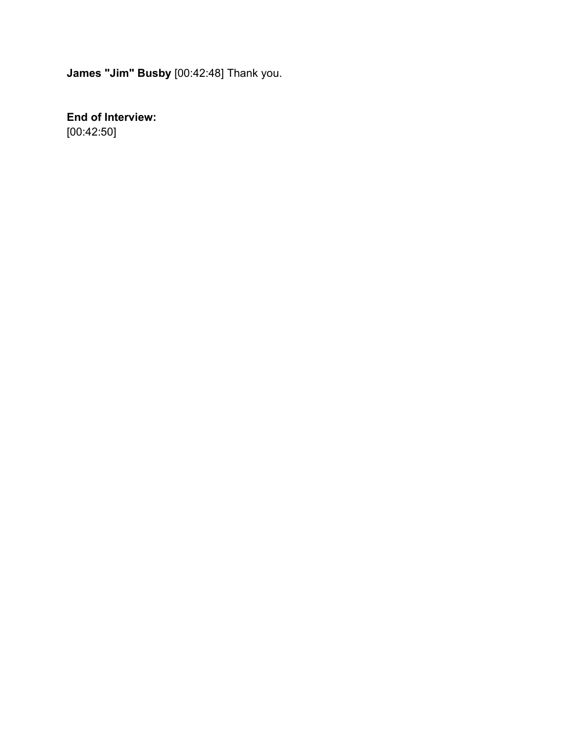**James "Jim" Busby** [00:42:48] Thank you.

**End of Interview:**
[00:42:50]